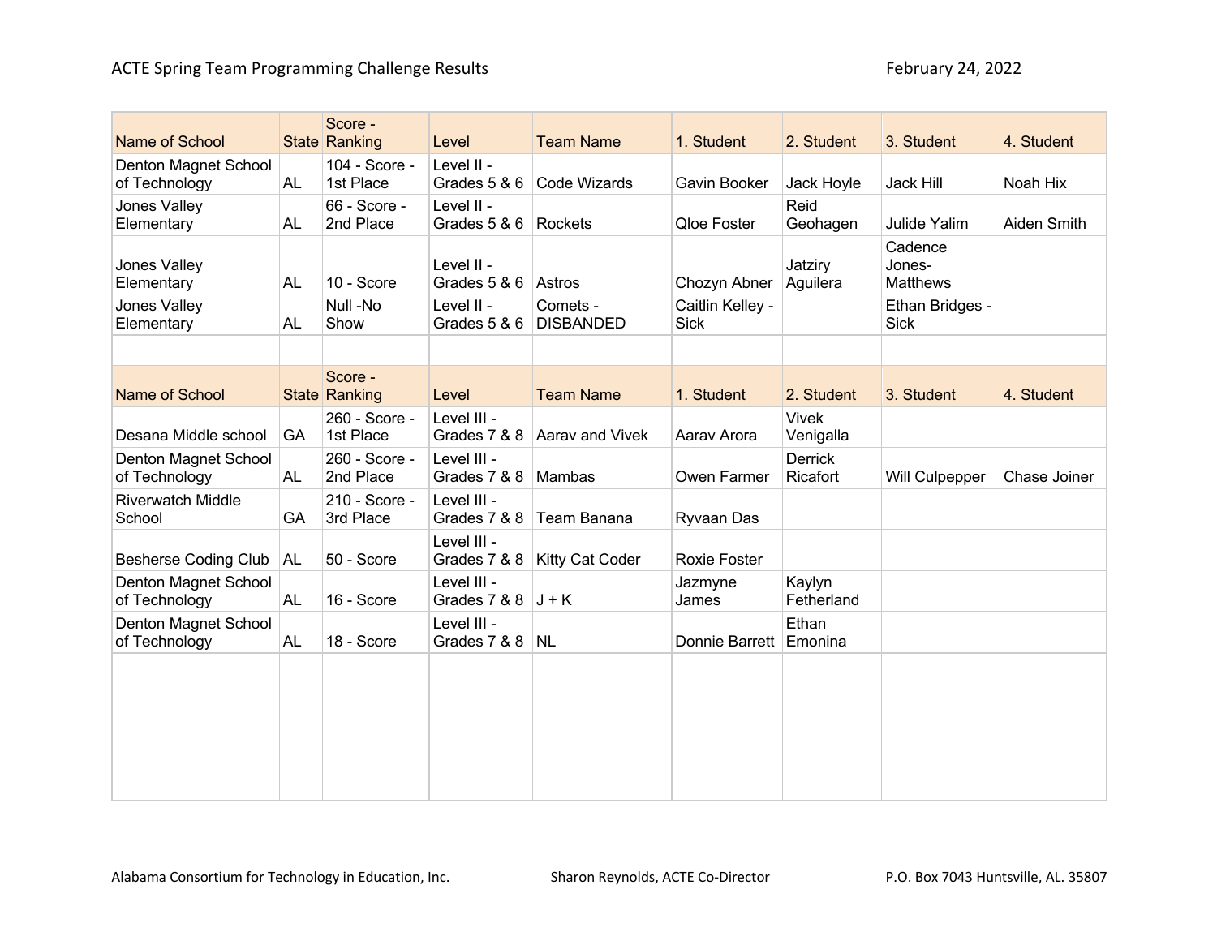ACTE Spring Team Programming Challenge Results

February 24, 2022

| Name of School | State | Score - Ranking | Level | Team Name | 1. Student | 2. Student | 3. Student | 4. Student |
|---|---|---|---|---|---|---|---|---|
| Denton Magnet School of Technology | AL | 104 - Score - 1st Place | Level II - Grades 5 & 6 | Code Wizards | Gavin Booker | Jack Hoyle | Jack Hill | Noah Hix |
| Jones Valley Elementary | AL | 66 - Score - 2nd Place | Level II - Grades 5 & 6 | Rockets | Qloe Foster | Reid Geohagen | Julide Yalim | Aiden Smith |
| Jones Valley Elementary | AL | 10 - Score | Level II - Grades 5 & 6 | Astros | Chozyn Abner | Jatziry Aguilera | Cadence Jones-Matthews | |
| Jones Valley Elementary | AL | Null -No Show | Level II - Grades 5 & 6 | Comets - DISBANDED | Caitlin Kelley - Sick | | Ethan Bridges - Sick | |

| Name of School | State | Score - Ranking | Level | Team Name | 1. Student | 2. Student | 3. Student | 4. Student |
|---|---|---|---|---|---|---|---|---|
| Desana Middle school | GA | 260 - Score - 1st Place | Level III - Grades 7 & 8 | Aarav and Vivek | Aarav Arora | Vivek Venigalla | | |
| Denton Magnet School of Technology | AL | 260 - Score - 2nd Place | Level III - Grades 7 & 8 | Mambas | Owen Farmer | Derrick Ricafort | Will Culpepper | Chase Joiner |
| Riverwatch Middle School | GA | 210 - Score - 3rd Place | Level III - Grades 7 & 8 | Team Banana | Ryvaan Das | | | |
| Besherse Coding Club | AL | 50 - Score | Level III - Grades 7 & 8 | Kitty Cat Coder | Roxie Foster | | | |
| Denton Magnet School of Technology | AL | 16 - Score | Level III - Grades 7 & 8 | J + K | Jazmyne James | Kaylyn Fetherland | | |
| Denton Magnet School of Technology | AL | 18 - Score | Level III - Grades 7 & 8 | NL | Donnie Barrett | Ethan Emonina | | |

Alabama Consortium for Technology in Education, Inc. Sharon Reynolds, ACTE Co-Director P.O. Box 7043 Huntsville, AL. 35807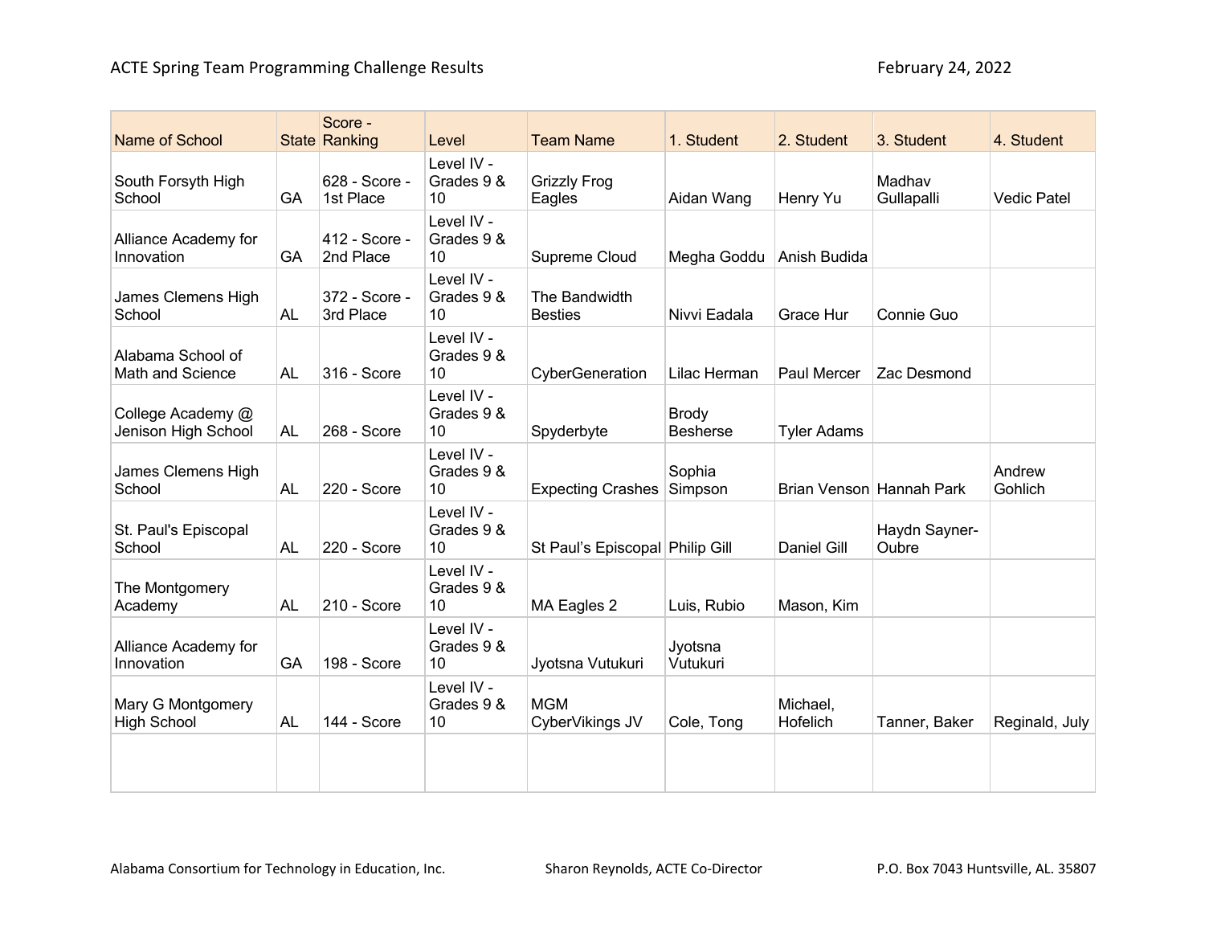ACTE Spring Team Programming Challenge Results

February 24, 2022

| Name of School | State | Score - Ranking | Level | Team Name | 1. Student | 2. Student | 3. Student | 4. Student |
|---|---|---|---|---|---|---|---|---|
| South Forsyth High School | GA | 628 - Score - 1st Place | Level IV - Grades 9 & 10 | Grizzly Frog Eagles | Aidan Wang | Henry Yu | Madhav Gullapalli | Vedic Patel |
| Alliance Academy for Innovation | GA | 412 - Score - 2nd Place | Level IV - Grades 9 & 10 | Supreme Cloud | Megha Goddu | Anish Budida | | |
| James Clemens High School | AL | 372 - Score - 3rd Place | Level IV - Grades 9 & 10 | The Bandwidth Besties | Nivvi Eadala | Grace Hur | Connie Guo | |
| Alabama School of Math and Science | AL | 316 - Score | Level IV - Grades 9 & 10 | CyberGeneration | Lilac Herman | Paul Mercer | Zac Desmond | |
| College Academy @ Jenison High School | AL | 268 - Score | Level IV - Grades 9 & 10 | Spyderbyte | Brody Besherse | Tyler Adams | | |
| James Clemens High School | AL | 220 - Score | Level IV - Grades 9 & 10 | Expecting Crashes | Sophia Simpson | Brian Venson | Hannah Park | Andrew Gohlich |
| St. Paul's Episcopal School | AL | 220 - Score | Level IV - Grades 9 & 10 | St Paul's Episcopal | Philip Gill | Daniel Gill | Haydn Sayner-Oubre | |
| The Montgomery Academy | AL | 210 - Score | Level IV - Grades 9 & 10 | MA Eagles 2 | Luis, Rubio | Mason, Kim | | |
| Alliance Academy for Innovation | GA | 198 - Score | Level IV - Grades 9 & 10 | Jyotsna Vutukuri | Jyotsna Vutukuri | | | |
| Mary G Montgomery High School | AL | 144 - Score | Level IV - Grades 9 & 10 | MGM CyberVikings JV | Cole, Tong | Michael, Hofelich | Tanner, Baker | Reginald, July |
| | | | | | | | | |

Alabama Consortium for Technology in Education, Inc. Sharon Reynolds, ACTE Co-Director P.O. Box 7043 Huntsville, AL. 35807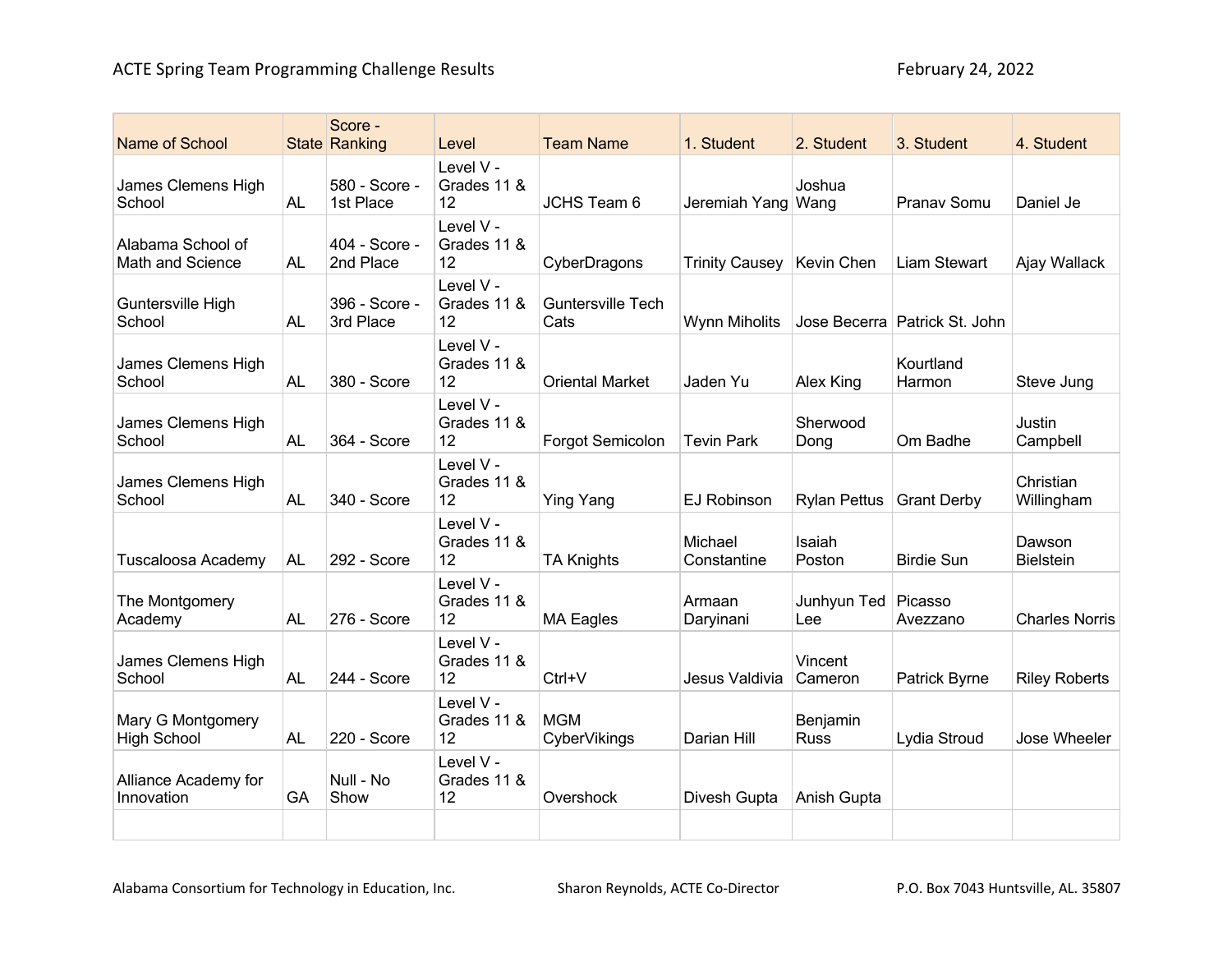| Name of School | State | Score - Ranking | Level | Team Name | 1. Student | 2. Student | 3. Student | 4. Student |
|---|---|---|---|---|---|---|---|---|
| James Clemens High School | AL | 580 - Score - 1st Place | Level V - Grades 11 & 12 | JCHS Team 6 | Jeremiah Yang | Joshua Wang | Pranav Somu | Daniel Je |
| Alabama School of Math and Science | AL | 404 - Score - 2nd Place | Level V - Grades 11 & 12 | CyberDragons | Trinity Causey | Kevin Chen | Liam Stewart | Ajay Wallack |
| Guntersville High School | AL | 396 - Score - 3rd Place | Level V - Grades 11 & 12 | Guntersville Tech Cats | Wynn Miholits | Jose Becerra | Patrick St. John | |
| James Clemens High School | AL | 380 - Score | Level V - Grades 11 & 12 | Oriental Market | Jaden Yu | Alex King | Kourtland Harmon | Steve Jung |
| James Clemens High School | AL | 364 - Score | Level V - Grades 11 & 12 | Forgot Semicolon | Tevin Park | Sherwood Dong | Om Badhe | Justin Campbell |
| James Clemens High School | AL | 340 - Score | Level V - Grades 11 & 12 | Ying Yang | EJ Robinson | Rylan Pettus | Grant Derby | Christian Willingham |
| Tuscaloosa Academy | AL | 292 - Score | Level V - Grades 11 & 12 | TA Knights | Michael Constantine | Isaiah Poston | Birdie Sun | Dawson Bielstein |
| The Montgomery Academy | AL | 276 - Score | Level V - Grades 11 & 12 | MA Eagles | Armaan Daryinani | Junhyun Ted Lee | Picasso Avezzano | Charles Norris |
| James Clemens High School | AL | 244 - Score | Level V - Grades 11 & 12 | Ctrl+V | Jesus Valdivia | Vincent Cameron | Patrick Byrne | Riley Roberts |
| Mary G Montgomery High School | AL | 220 - Score | Level V - Grades 11 & 12 | MGM CyberVikings | Darian Hill | Benjamin Russ | Lydia Stroud | Jose Wheeler |
| Alliance Academy for Innovation | GA | Null - No Show | Level V - Grades 11 & 12 | Overshock | Divesh Gupta | Anish Gupta | | |
| | | | | | | | | |